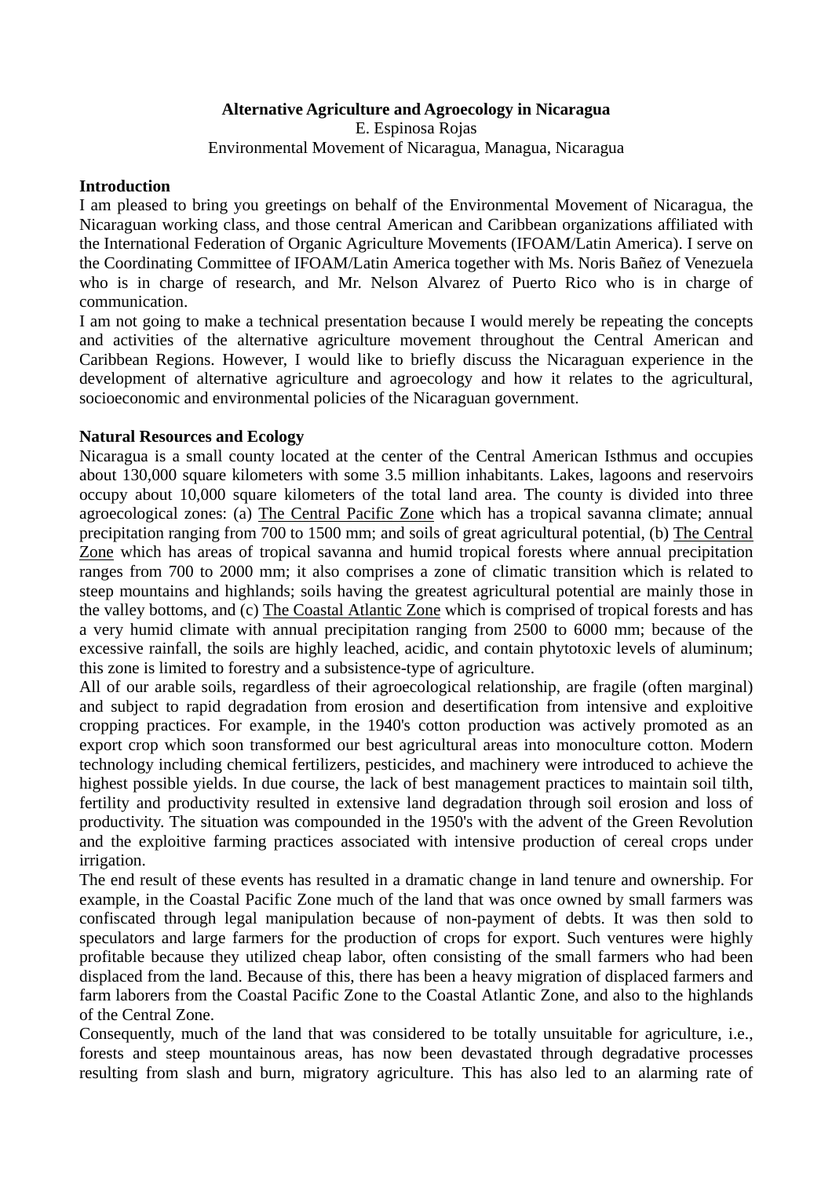**Alternative Agriculture and Agroecology in Nicaragua**

E. Espinosa Rojas

Environmental Movement of Nicaragua, Managua, Nicaragua

**Introduction**

I am pleased to bring you greetings on behalf of the Environmental Movement of Nicaragua, the Nicaraguan working class, and those central American and Caribbean organizations affiliated with the International Federation of Organic Agriculture Movements (IFOAM/Latin America). I serve on the Coordinating Committee of IFOAM/Latin America together with Ms. Noris Bañez of Venezuela who is in charge of research, and Mr. Nelson Alvarez of Puerto Rico who is in charge of communication.

I am not going to make a technical presentation because I would merely be repeating the concepts and activities of the alternative agriculture movement throughout the Central American and Caribbean Regions. However, I would like to briefly discuss the Nicaraguan experience in the development of alternative agriculture and agroecology and how it relates to the agricultural, socioeconomic and environmental policies of the Nicaraguan government.

**Natural Resources and Ecology**

Nicaragua is a small county located at the center of the Central American Isthmus and occupies about 130,000 square kilometers with some 3.5 million inhabitants. Lakes, lagoons and reservoirs occupy about 10,000 square kilometers of the total land area. The county is divided into three agroecological zones: (a) <u>The Central Pacific Zone</u> which has a tropical savanna climate; annual precipitation ranging from 700 to 1500 mm; and soils of great agricultural potential, (b) <u>The Central Zone</u> which has areas of tropical savanna and humid tropical forests where annual precipitation ranges from 700 to 2000 mm; it also comprises a zone of climatic transition which is related to steep mountains and highlands; soils having the greatest agricultural potential are mainly those in the valley bottoms, and (c) <u>The Coastal Atlantic Zone</u> which is comprised of tropical forests and has a very humid climate with annual precipitation ranging from 2500 to 6000 mm; because of the excessive rainfall, the soils are highly leached, acidic, and contain phytotoxic levels of aluminum; this zone is limited to forestry and a subsistence-type of agriculture.

All of our arable soils, regardless of their agroecological relationship, are fragile (often marginal) and subject to rapid degradation from erosion and desertification from intensive and exploitive cropping practices. For example, in the 1940's cotton production was actively promoted as an export crop which soon transformed our best agricultural areas into monoculture cotton. Modern technology including chemical fertilizers, pesticides, and machinery were introduced to achieve the highest possible yields. In due course, the lack of best management practices to maintain soil tilth, fertility and productivity resulted in extensive land degradation through soil erosion and loss of productivity. The situation was compounded in the 1950's with the advent of the Green Revolution and the exploitive farming practices associated with intensive production of cereal crops under irrigation.

The end result of these events has resulted in a dramatic change in land tenure and ownership. For example, in the Coastal Pacific Zone much of the land that was once owned by small farmers was confiscated through legal manipulation because of non-payment of debts. It was then sold to speculators and large farmers for the production of crops for export. Such ventures were highly profitable because they utilized cheap labor, often consisting of the small farmers who had been displaced from the land. Because of this, there has been a heavy migration of displaced farmers and farm laborers from the Coastal Pacific Zone to the Coastal Atlantic Zone, and also to the highlands of the Central Zone.

Consequently, much of the land that was considered to be totally unsuitable for agriculture, i.e., forests and steep mountainous areas, has now been devastated through degradative processes resulting from slash and burn, migratory agriculture. This has also led to an alarming rate of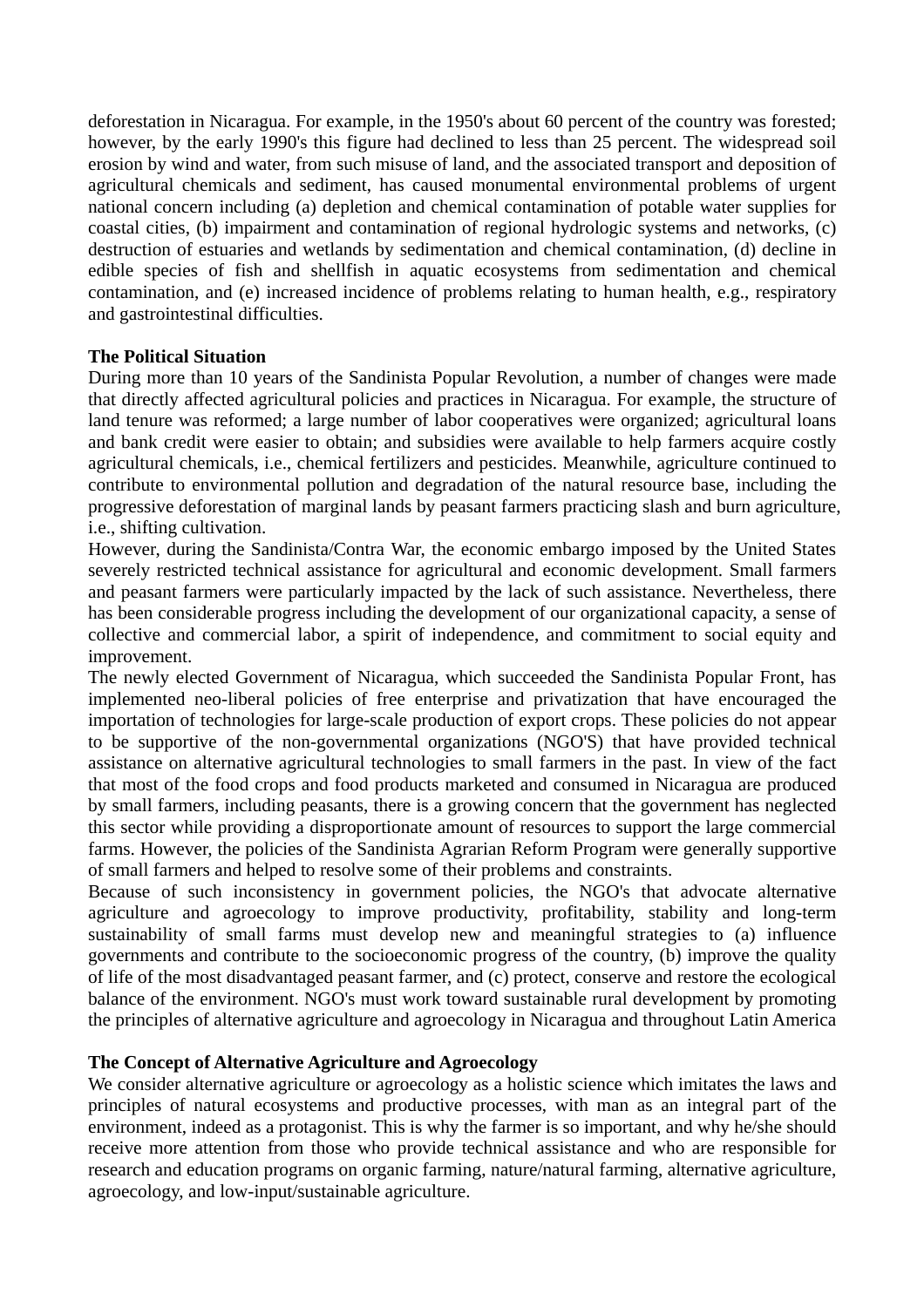deforestation in Nicaragua. For example, in the 1950's about 60 percent of the country was forested; however, by the early 1990's this figure had declined to less than 25 percent. The widespread soil erosion by wind and water, from such misuse of land, and the associated transport and deposition of agricultural chemicals and sediment, has caused monumental environmental problems of urgent national concern including (a) depletion and chemical contamination of potable water supplies for coastal cities, (b) impairment and contamination of regional hydrologic systems and networks, (c) destruction of estuaries and wetlands by sedimentation and chemical contamination, (d) decline in edible species of fish and shellfish in aquatic ecosystems from sedimentation and chemical contamination, and (e) increased incidence of problems relating to human health, e.g., respiratory and gastrointestinal difficulties.

**The Political Situation**

During more than 10 years of the Sandinista Popular Revolution, a number of changes were made that directly affected agricultural policies and practices in Nicaragua. For example, the structure of land tenure was reformed; a large number of labor cooperatives were organized; agricultural loans and bank credit were easier to obtain; and subsidies were available to help farmers acquire costly agricultural chemicals, i.e., chemical fertilizers and pesticides. Meanwhile, agriculture continued to contribute to environmental pollution and degradation of the natural resource base, including the progressive deforestation of marginal lands by peasant farmers practicing slash and burn agriculture, i.e., shifting cultivation.

However, during the Sandinista/Contra War, the economic embargo imposed by the United States severely restricted technical assistance for agricultural and economic development. Small farmers and peasant farmers were particularly impacted by the lack of such assistance. Nevertheless, there has been considerable progress including the development of our organizational capacity, a sense of collective and commercial labor, a spirit of independence, and commitment to social equity and improvement.

The newly elected Government of Nicaragua, which succeeded the Sandinista Popular Front, has implemented neo-liberal policies of free enterprise and privatization that have encouraged the importation of technologies for large-scale production of export crops. These policies do not appear to be supportive of the non-governmental organizations (NGO'S) that have provided technical assistance on alternative agricultural technologies to small farmers in the past. In view of the fact that most of the food crops and food products marketed and consumed in Nicaragua are produced by small farmers, including peasants, there is a growing concern that the government has neglected this sector while providing a disproportionate amount of resources to support the large commercial farms. However, the policies of the Sandinista Agrarian Reform Program were generally supportive of small farmers and helped to resolve some of their problems and constraints.

Because of such inconsistency in government policies, the NGO's that advocate alternative agriculture and agroecology to improve productivity, profitability, stability and long-term sustainability of small farms must develop new and meaningful strategies to (a) influence governments and contribute to the socioeconomic progress of the country, (b) improve the quality of life of the most disadvantaged peasant farmer, and (c) protect, conserve and restore the ecological balance of the environment. NGO's must work toward sustainable rural development by promoting the principles of alternative agriculture and agroecology in Nicaragua and throughout Latin America

**The Concept of Alternative Agriculture and Agroecology**

We consider alternative agriculture or agroecology as a holistic science which imitates the laws and principles of natural ecosystems and productive processes, with man as an integral part of the environment, indeed as a protagonist. This is why the farmer is so important, and why he/she should receive more attention from those who provide technical assistance and who are responsible for research and education programs on organic farming, nature/natural farming, alternative agriculture, agroecology, and low-input/sustainable agriculture.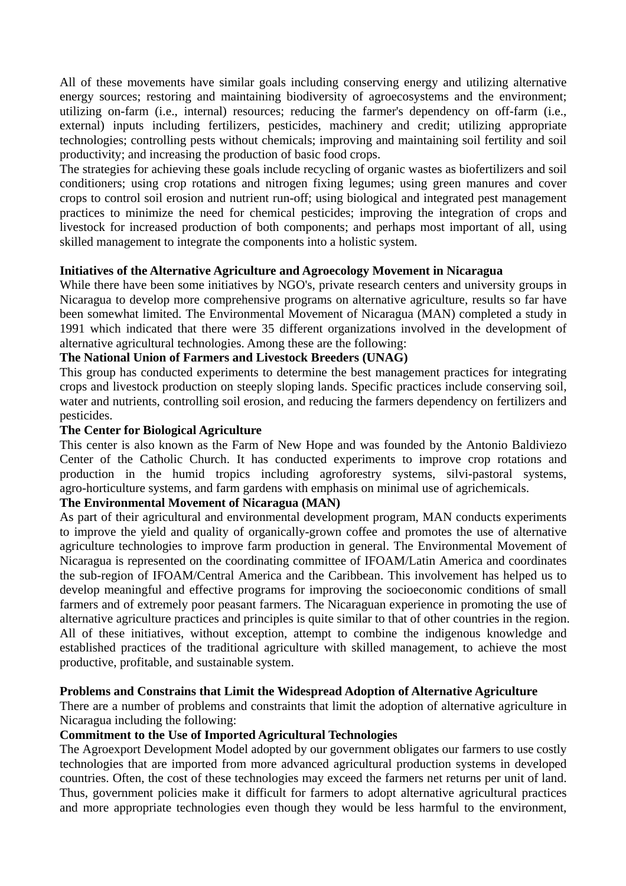All of these movements have similar goals including conserving energy and utilizing alternative energy sources; restoring and maintaining biodiversity of agroecosystems and the environment; utilizing on-farm (i.e., internal) resources; reducing the farmer's dependency on off-farm (i.e., external) inputs including fertilizers, pesticides, machinery and credit; utilizing appropriate technologies; controlling pests without chemicals; improving and maintaining soil fertility and soil productivity; and increasing the production of basic food crops.

The strategies for achieving these goals include recycling of organic wastes as biofertilizers and soil conditioners; using crop rotations and nitrogen fixing legumes; using green manures and cover crops to control soil erosion and nutrient run-off; using biological and integrated pest management practices to minimize the need for chemical pesticides; improving the integration of crops and livestock for increased production of both components; and perhaps most important of all, using skilled management to integrate the components into a holistic system.

**Initiatives of the Alternative Agriculture and Agroecology Movement in Nicaragua**

While there have been some initiatives by NGO's, private research centers and university groups in Nicaragua to develop more comprehensive programs on alternative agriculture, results so far have been somewhat limited. The Environmental Movement of Nicaragua (MAN) completed a study in 1991 which indicated that there were 35 different organizations involved in the development of alternative agricultural technologies. Among these are the following:

**The National Union of Farmers and Livestock Breeders (UNAG)**

This group has conducted experiments to determine the best management practices for integrating crops and livestock production on steeply sloping lands. Specific practices include conserving soil, water and nutrients, controlling soil erosion, and reducing the farmers dependency on fertilizers and pesticides.

**The Center for Biological Agriculture**

This center is also known as the Farm of New Hope and was founded by the Antonio Baldiviezo Center of the Catholic Church. It has conducted experiments to improve crop rotations and production in the humid tropics including agroforestry systems, silvi-pastoral systems, agro-horticulture systems, and farm gardens with emphasis on minimal use of agrichemicals.

**The Environmental Movement of Nicaragua (MAN)**

As part of their agricultural and environmental development program, MAN conducts experiments to improve the yield and quality of organically-grown coffee and promotes the use of alternative agriculture technologies to improve farm production in general. The Environmental Movement of Nicaragua is represented on the coordinating committee of IFOAM/Latin America and coordinates the sub-region of IFOAM/Central America and the Caribbean. This involvement has helped us to develop meaningful and effective programs for improving the socioeconomic conditions of small farmers and of extremely poor peasant farmers. The Nicaraguan experience in promoting the use of alternative agriculture practices and principles is quite similar to that of other countries in the region. All of these initiatives, without exception, attempt to combine the indigenous knowledge and established practices of the traditional agriculture with skilled management, to achieve the most productive, profitable, and sustainable system.

**Problems and Constrains that Limit the Widespread Adoption of Alternative Agriculture**

There are a number of problems and constraints that limit the adoption of alternative agriculture in Nicaragua including the following:

**Commitment to the Use of Imported Agricultural Technologies**

The Agroexport Development Model adopted by our government obligates our farmers to use costly technologies that are imported from more advanced agricultural production systems in developed countries. Often, the cost of these technologies may exceed the farmers net returns per unit of land. Thus, government policies make it difficult for farmers to adopt alternative agricultural practices and more appropriate technologies even though they would be less harmful to the environment,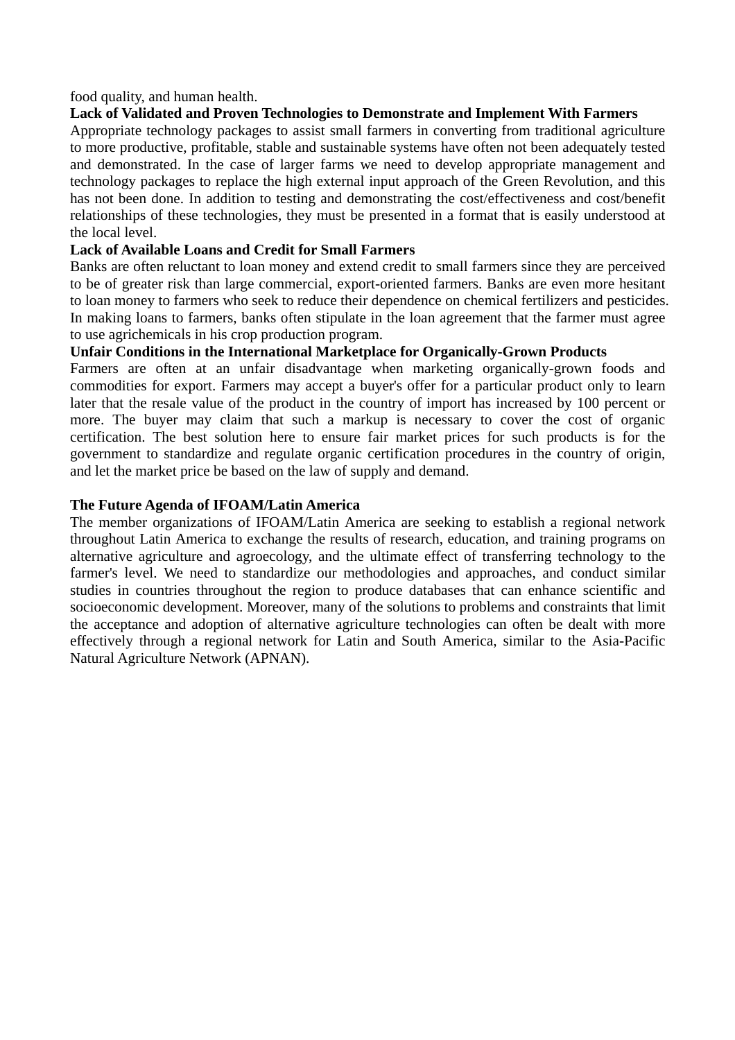food quality, and human health.

**Lack of Validated and Proven Technologies to Demonstrate and Implement With Farmers**

Appropriate technology packages to assist small farmers in converting from traditional agriculture to more productive, profitable, stable and sustainable systems have often not been adequately tested and demonstrated. In the case of larger farms we need to develop appropriate management and technology packages to replace the high external input approach of the Green Revolution, and this has not been done. In addition to testing and demonstrating the cost/effectiveness and cost/benefit relationships of these technologies, they must be presented in a format that is easily understood at the local level.

**Lack of Available Loans and Credit for Small Farmers**

Banks are often reluctant to loan money and extend credit to small farmers since they are perceived to be of greater risk than large commercial, export-oriented farmers. Banks are even more hesitant to loan money to farmers who seek to reduce their dependence on chemical fertilizers and pesticides. In making loans to farmers, banks often stipulate in the loan agreement that the farmer must agree to use agrichemicals in his crop production program.

**Unfair Conditions in the International Marketplace for Organically-Grown Products**

Farmers are often at an unfair disadvantage when marketing organically-grown foods and commodities for export. Farmers may accept a buyer's offer for a particular product only to learn later that the resale value of the product in the country of import has increased by 100 percent or more. The buyer may claim that such a markup is necessary to cover the cost of organic certification. The best solution here to ensure fair market prices for such products is for the government to standardize and regulate organic certification procedures in the country of origin, and let the market price be based on the law of supply and demand.

**The Future Agenda of IFOAM/Latin America**

The member organizations of IFOAM/Latin America are seeking to establish a regional network throughout Latin America to exchange the results of research, education, and training programs on alternative agriculture and agroecology, and the ultimate effect of transferring technology to the farmer's level. We need to standardize our methodologies and approaches, and conduct similar studies in countries throughout the region to produce databases that can enhance scientific and socioeconomic development. Moreover, many of the solutions to problems and constraints that limit the acceptance and adoption of alternative agriculture technologies can often be dealt with more effectively through a regional network for Latin and South America, similar to the Asia-Pacific Natural Agriculture Network (APNAN).